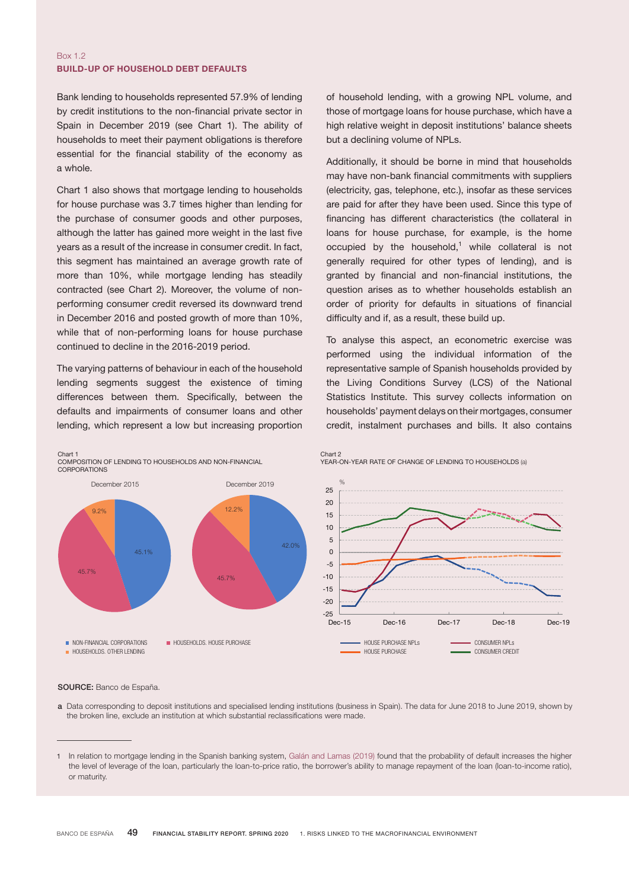Box 1.2

## BUILD-UP OF HOUSEHOLD DEBT DEFAULTS

Bank lending to households represented 57.9% of lending by credit institutions to the non-financial private sector in Spain in December 2019 (see Chart 1). The ability of households to meet their payment obligations is therefore essential for the financial stability of the economy as a whole.

Chart 1 also shows that mortgage lending to households for house purchase was 3.7 times higher than lending for the purchase of consumer goods and other purposes, although the latter has gained more weight in the last five years as a result of the increase in consumer credit. In fact, this segment has maintained an average growth rate of more than 10%, while mortgage lending has steadily contracted (see Chart 2). Moreover, the volume of non-performing consumer credit reversed its downward trend in December 2016 and posted growth of more than 10%, while that of non-performing loans for house purchase continued to decline in the 2016-2019 period.

The varying patterns of behaviour in each of the household lending segments suggest the existence of timing differences between them. Specifically, between the defaults and impairments of consumer loans and other lending, which represent a low but increasing proportion of household lending, with a growing NPL volume, and those of mortgage loans for house purchase, which have a high relative weight in deposit institutions' balance sheets but a declining volume of NPLs.

Additionally, it should be borne in mind that households may have non-bank financial commitments with suppliers (electricity, gas, telephone, etc.), insofar as these services are paid for after they have been used. Since this type of financing has different characteristics (the collateral in loans for house purchase, for example, is the home occupied by the household,[1] while collateral is not generally required for other types of lending), and is granted by financial and non-financial institutions, the question arises as to whether households establish an order of priority for defaults in situations of financial difficulty and if, as a result, these build up.

To analyse this aspect, an econometric exercise was performed using the individual information of the representative sample of Spanish households provided by the Living Conditions Survey (LCS) of the National Statistics Institute. This survey collects information on households' payment delays on their mortgages, consumer credit, instalment purchases and bills. It also contains

Chart 1
COMPOSITION OF LENDING TO HOUSEHOLDS AND NON-FINANCIAL CORPORATIONS

| | December 2015 | December 2019 |
|---|---|---|
| NON-FINANCIAL CORPORATIONS | 45.1% | 42.0% |
| HOUSEHOLDS. HOUSE PURCHASE | 45.7% | 45.7% |
| HOUSEHOLDS. OTHER LENDING | 9.2% | 12.2% |

Chart 2
YEAR-ON-YEAR RATE OF CHANGE OF LENDING TO HOUSEHOLDS (a)

Series: HOUSE PURCHASE NPLs; HOUSE PURCHASE; CONSUMER NPLs; CONSUMER CREDIT (%, Dec-15 to Dec-19)

SOURCE: Banco de España.

a Data corresponding to deposit institutions and specialised lending institutions (business in Spain). The data for June 2018 to June 2019, shown by the broken line, exclude an institution at which substantial reclassifications were made.

1 In relation to mortgage lending in the Spanish banking system, Galán and Lamas (2019) found that the probability of default increases the higher the level of leverage of the loan, particularly the loan-to-price ratio, the borrower's ability to manage repayment of the loan (loan-to-income ratio), or maturity.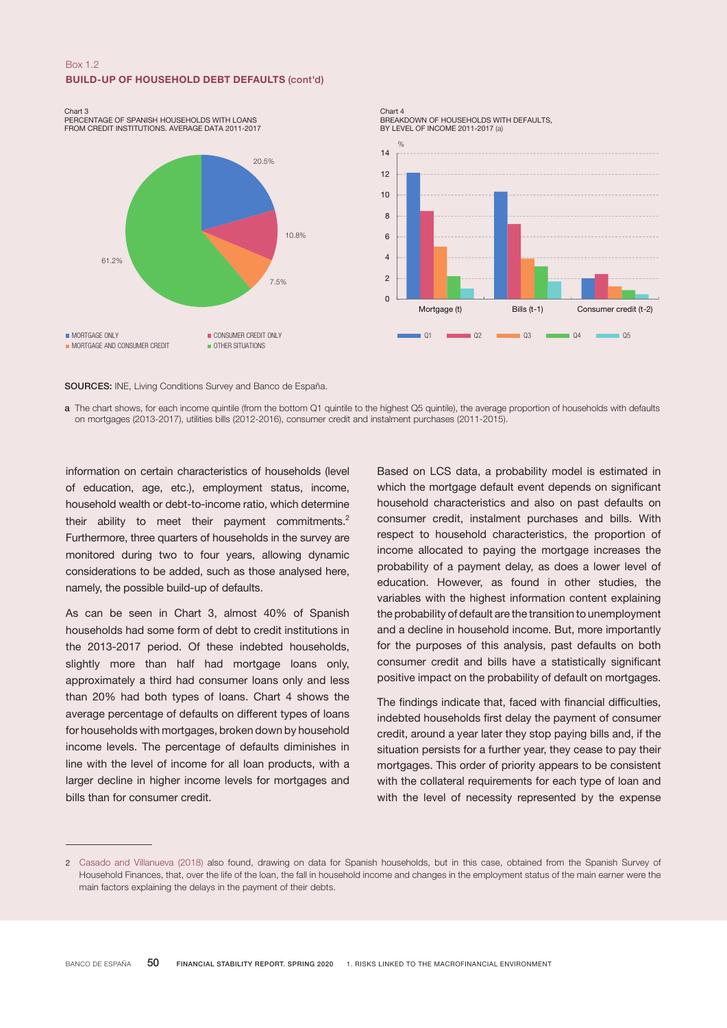Box 1.2

**BUILD-UP OF HOUSEHOLD DEBT DEFAULTS (cont'd)**

Chart 3
PERCENTAGE OF SPANISH HOUSEHOLDS WITH LOANS FROM CREDIT INSTITUTIONS. AVERAGE DATA 2011-2017

| Category | % |
|---|---|
| MORTGAGE ONLY | 20.5% |
| CONSUMER CREDIT ONLY | 10.8% |
| MORTGAGE AND CONSUMER CREDIT | 7.5% |
| OTHER SITUATIONS | 61.2% |

Chart 4
BREAKDOWN OF HOUSEHOLDS WITH DEFAULTS, BY LEVEL OF INCOME 2011-2017 (a)

%

Mortgage (t) · Bills (t-1) · Consumer credit (t-2)

Q1 · Q2 · Q3 · Q4 · Q5

**SOURCES:** INE, Living Conditions Survey and Banco de España.

**a** The chart shows, for each income quintile (from the bottom Q1 quintile to the highest Q5 quintile), the average proportion of households with defaults on mortgages (2013-2017), utilities bills (2012-2016), consumer credit and instalment purchases (2011-2015).

information on certain characteristics of households (level of education, age, etc.), employment status, income, household wealth or debt-to-income ratio, which determine their ability to meet their payment commitments.[2] Furthermore, three quarters of households in the survey are monitored during two to four years, allowing dynamic considerations to be added, such as those analysed here, namely, the possible build-up of defaults.

As can be seen in Chart 3, almost 40% of Spanish households had some form of debt to credit institutions in the 2013-2017 period. Of these indebted households, slightly more than half had mortgage loans only, approximately a third had consumer loans only and less than 20% had both types of loans. Chart 4 shows the average percentage of defaults on different types of loans for households with mortgages, broken down by household income levels. The percentage of defaults diminishes in line with the level of income for all loan products, with a larger decline in higher income levels for mortgages and bills than for consumer credit.

Based on LCS data, a probability model is estimated in which the mortgage default event depends on significant household characteristics and also on past defaults on consumer credit, instalment purchases and bills. With respect to household characteristics, the proportion of income allocated to paying the mortgage increases the probability of a payment delay, as does a lower level of education. However, as found in other studies, the variables with the highest information content explaining the probability of default are the transition to unemployment and a decline in household income. But, more importantly for the purposes of this analysis, past defaults on both consumer credit and bills have a statistically significant positive impact on the probability of default on mortgages.

The findings indicate that, faced with financial difficulties, indebted households first delay the payment of consumer credit, around a year later they stop paying bills and, if the situation persists for a further year, they cease to pay their mortgages. This order of priority appears to be consistent with the collateral requirements for each type of loan and with the level of necessity represented by the expense

2 Casado and Villanueva (2018) also found, drawing on data for Spanish households, but in this case, obtained from the Spanish Survey of Household Finances, that, over the life of the loan, the fall in household income and changes in the employment status of the main earner were the main factors explaining the delays in the payment of their debts.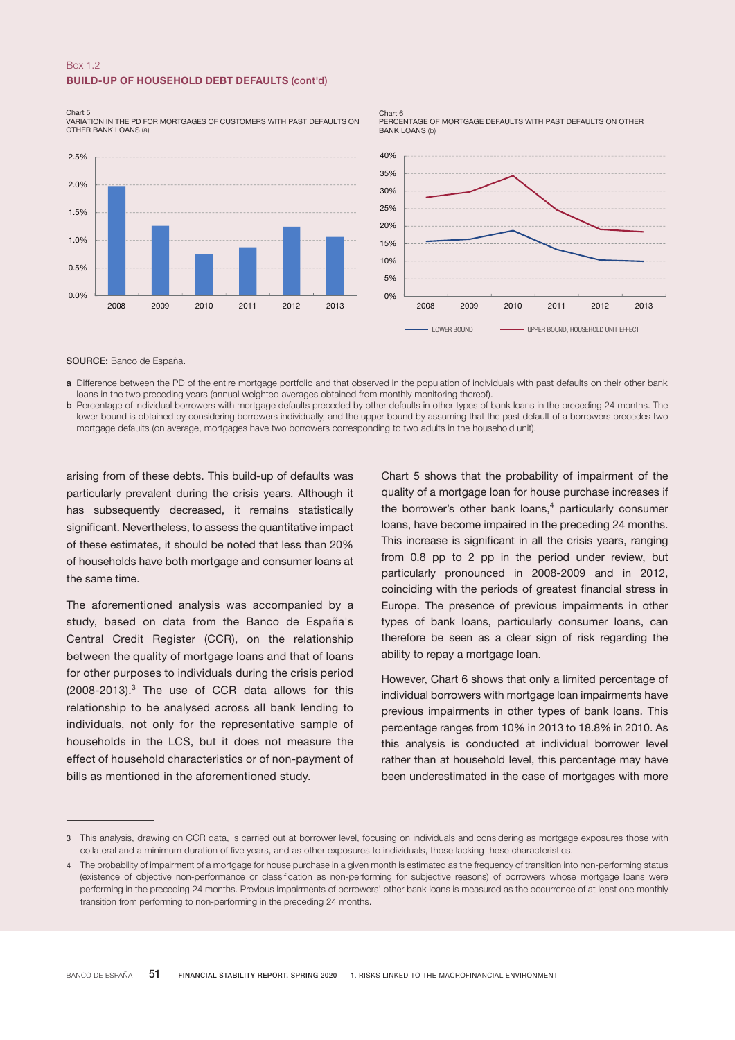Box 1.2

**BUILD-UP OF HOUSEHOLD DEBT DEFAULTS (cont'd)**

Chart 5
VARIATION IN THE PD FOR MORTGAGES OF CUSTOMERS WITH PAST DEFAULTS ON OTHER BANK LOANS (a)

Chart 6
PERCENTAGE OF MORTGAGE DEFAULTS WITH PAST DEFAULTS ON OTHER BANK LOANS (b)

**SOURCE:** Banco de España.

a Difference between the PD of the entire mortgage portfolio and that observed in the population of individuals with past defaults on their other bank loans in the two preceding years (annual weighted averages obtained from monthly monitoring thereof).

b Percentage of individual borrowers with mortgage defaults preceded by other defaults in other types of bank loans in the preceding 24 months. The lower bound is obtained by considering borrowers individually, and the upper bound by assuming that the past default of a borrowers precedes two mortgage defaults (on average, mortgages have two borrowers corresponding to two adults in the household unit).

arising from of these debts. This build-up of defaults was particularly prevalent during the crisis years. Although it has subsequently decreased, it remains statistically significant. Nevertheless, to assess the quantitative impact of these estimates, it should be noted that less than 20% of households have both mortgage and consumer loans at the same time.

The aforementioned analysis was accompanied by a study, based on data from the Banco de España's Central Credit Register (CCR), on the relationship between the quality of mortgage loans and that of loans for other purposes to individuals during the crisis period (2008-2013).[3] The use of CCR data allows for this relationship to be analysed across all bank lending to individuals, not only for the representative sample of households in the LCS, but it does not measure the effect of household characteristics or of non-payment of bills as mentioned in the aforementioned study.

Chart 5 shows that the probability of impairment of the quality of a mortgage loan for house purchase increases if the borrower's other bank loans,[4] particularly consumer loans, have become impaired in the preceding 24 months. This increase is significant in all the crisis years, ranging from 0.8 pp to 2 pp in the period under review, but particularly pronounced in 2008-2009 and in 2012, coinciding with the periods of greatest financial stress in Europe. The presence of previous impairments in other types of bank loans, particularly consumer loans, can therefore be seen as a clear sign of risk regarding the ability to repay a mortgage loan.

However, Chart 6 shows that only a limited percentage of individual borrowers with mortgage loan impairments have previous impairments in other types of bank loans. This percentage ranges from 10% in 2013 to 18.8% in 2010. As this analysis is conducted at individual borrower level rather than at household level, this percentage may have been underestimated in the case of mortgages with more

3 This analysis, drawing on CCR data, is carried out at borrower level, focusing on individuals and considering as mortgage exposures those with collateral and a minimum duration of five years, and as other exposures to individuals, those lacking these characteristics.

4 The probability of impairment of a mortgage for house purchase in a given month is estimated as the frequency of transition into non-performing status (existence of objective non-performance or classification as non-performing for subjective reasons) of borrowers whose mortgage loans were performing in the preceding 24 months. Previous impairments of borrowers' other bank loans is measured as the occurrence of at least one monthly transition from performing to non-performing in the preceding 24 months.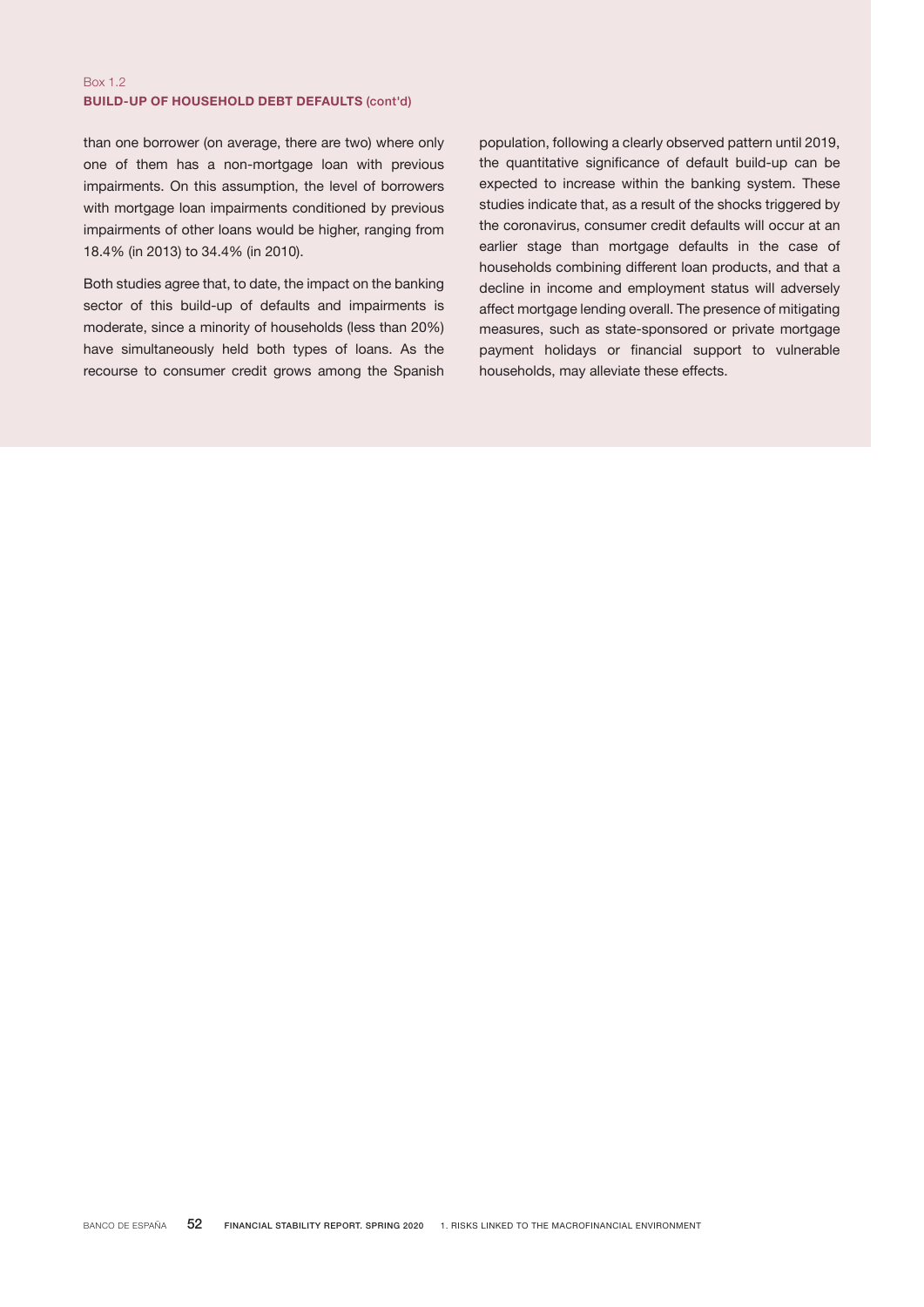Box 1.2

**BUILD-UP OF HOUSEHOLD DEBT DEFAULTS (cont'd)**

than one borrower (on average, there are two) where only one of them has a non-mortgage loan with previous impairments. On this assumption, the level of borrowers with mortgage loan impairments conditioned by previous impairments of other loans would be higher, ranging from 18.4% (in 2013) to 34.4% (in 2010).

Both studies agree that, to date, the impact on the banking sector of this build-up of defaults and impairments is moderate, since a minority of households (less than 20%) have simultaneously held both types of loans. As the recourse to consumer credit grows among the Spanish population, following a clearly observed pattern until 2019, the quantitative significance of default build-up can be expected to increase within the banking system. These studies indicate that, as a result of the shocks triggered by the coronavirus, consumer credit defaults will occur at an earlier stage than mortgage defaults in the case of households combining different loan products, and that a decline in income and employment status will adversely affect mortgage lending overall. The presence of mitigating measures, such as state-sponsored or private mortgage payment holidays or financial support to vulnerable households, may alleviate these effects.